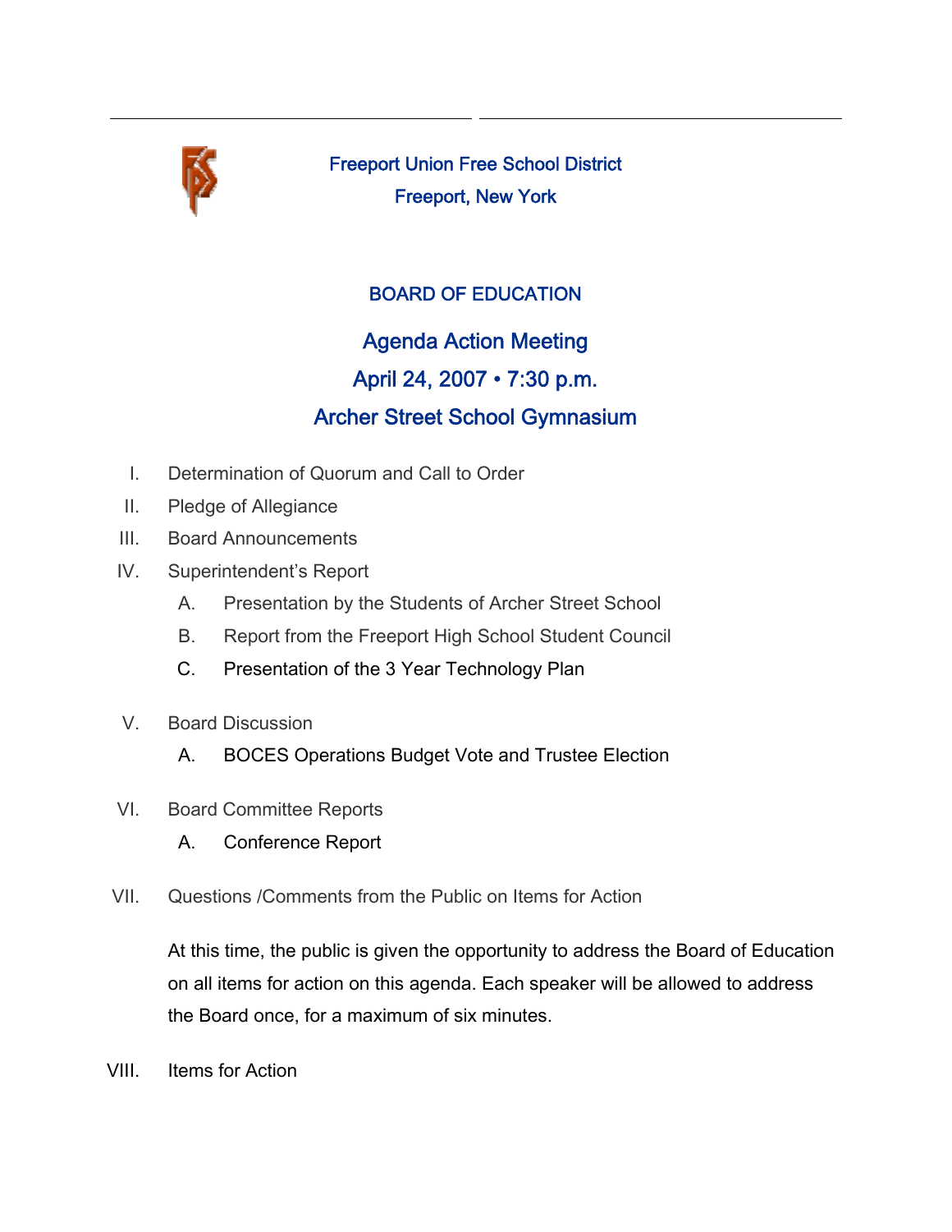# Freeport Union Free School District

## Freeport, New York

## BOARD OF EDUCATION

## Agenda Action Meeting

## April 24, 2007 • 7:30 p.m.

## Archer Street School Gymnasium

I. Determination of Quorum and Call to Order

II. Pledge of Allegiance

III. Board Announcements

IV. Superintendent's Report

   A. Presentation by the Students of Archer Street School

   B. Report from the Freeport High School Student Council

   C. Presentation of the 3 Year Technology Plan

V. Board Discussion

   A. BOCES Operations Budget Vote and Trustee Election

VI. Board Committee Reports

   A. Conference Report

VII. Questions /Comments from the Public on Items for Action

At this time, the public is given the opportunity to address the Board of Education on all items for action on this agenda. Each speaker will be allowed to address the Board once, for a maximum of six minutes.

VIII. Items for Action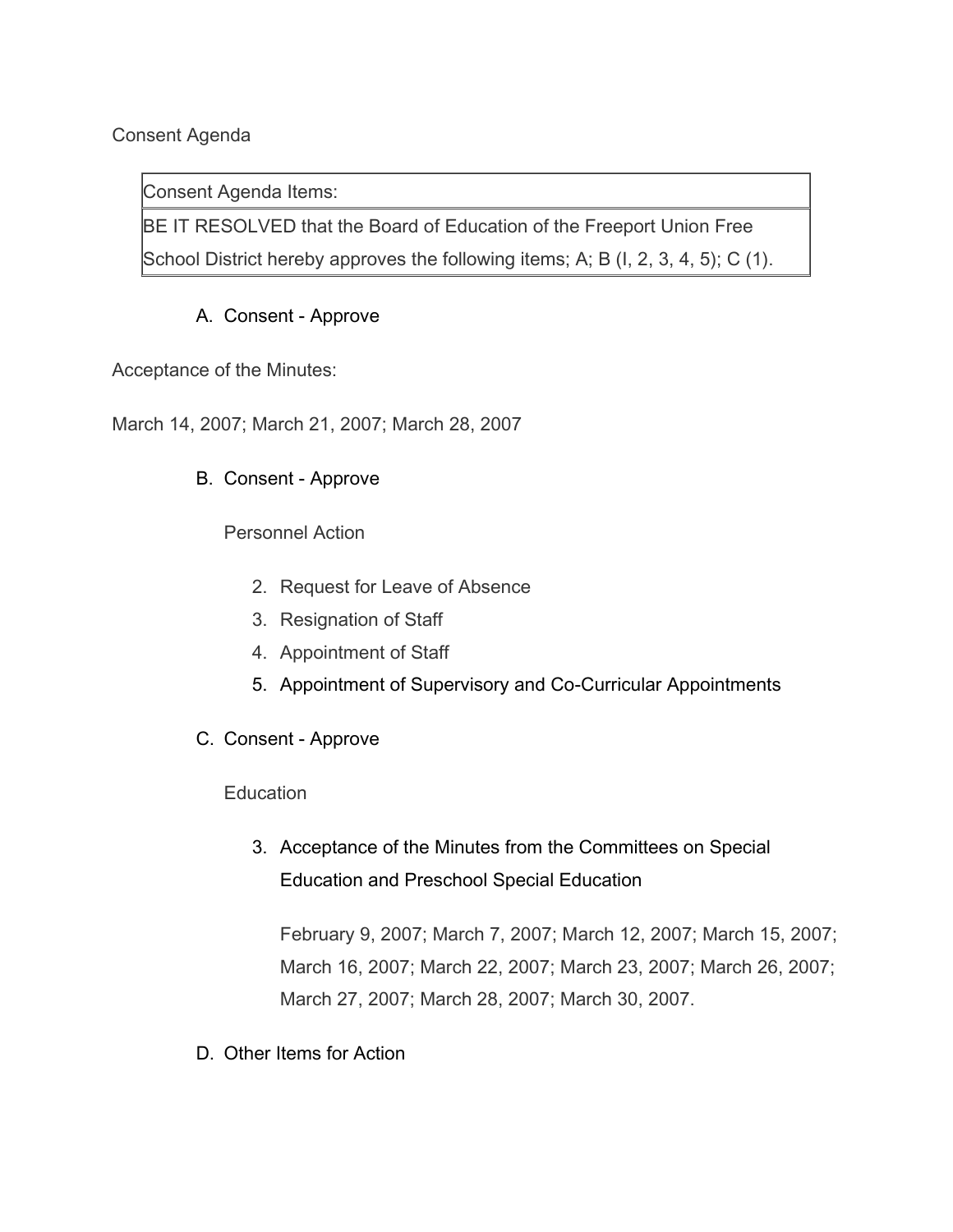Consent Agenda

| Consent Agenda Items: |
| --- |
| BE IT RESOLVED that the Board of Education of the Freeport Union Free School District hereby approves the following items; A; B (I, 2, 3, 4, 5); C (1). |

A. Consent - Approve

Acceptance of the Minutes:

March 14, 2007; March 21, 2007; March 28, 2007

B. Consent - Approve

Personnel Action

2. Request for Leave of Absence
3. Resignation of Staff
4. Appointment of Staff
5. Appointment of Supervisory and Co-Curricular Appointments

C. Consent - Approve

Education

3. Acceptance of the Minutes from the Committees on Special Education and Preschool Special Education

   February 9, 2007; March 7, 2007; March 12, 2007; March 15, 2007; March 16, 2007; March 22, 2007; March 23, 2007; March 26, 2007; March 27, 2007; March 28, 2007; March 30, 2007.

D. Other Items for Action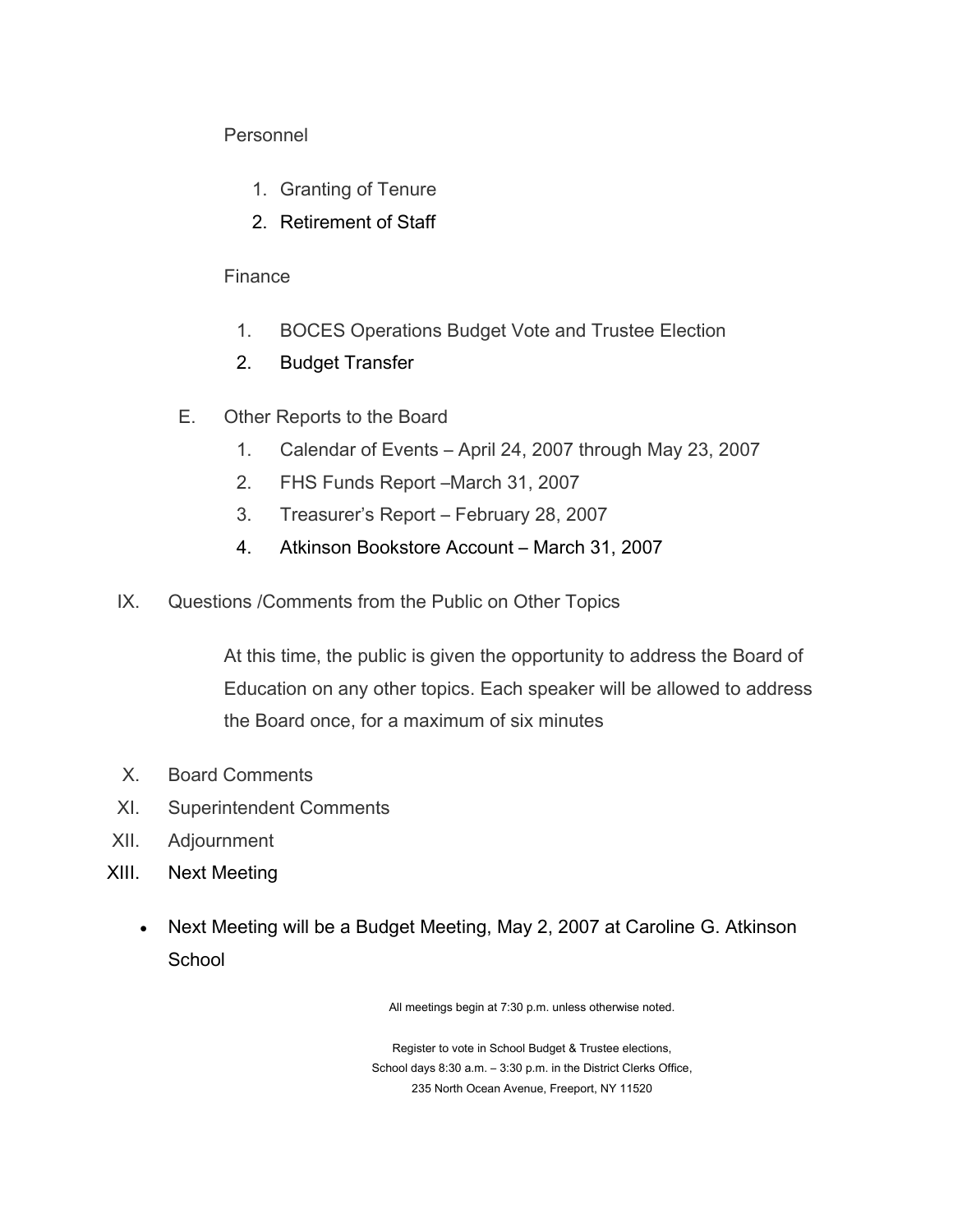Personnel

1. Granting of Tenure
2. Retirement of Staff

Finance

1. BOCES Operations Budget Vote and Trustee Election
2. Budget Transfer

E. Other Reports to the Board
   1. Calendar of Events – April 24, 2007 through May 23, 2007
   2. FHS Funds Report –March 31, 2007
   3. Treasurer's Report – February 28, 2007
   4. Atkinson Bookstore Account – March 31, 2007

IX. Questions /Comments from the Public on Other Topics

At this time, the public is given the opportunity to address the Board of Education on any other topics. Each speaker will be allowed to address the Board once, for a maximum of six minutes

X. Board Comments

XI. Superintendent Comments

XII. Adjournment

XIII. Next Meeting

- Next Meeting will be a Budget Meeting, May 2, 2007 at Caroline G. Atkinson School

All meetings begin at 7:30 p.m. unless otherwise noted.

Register to vote in School Budget & Trustee elections,
School days 8:30 a.m. – 3:30 p.m. in the District Clerks Office,
235 North Ocean Avenue, Freeport, NY 11520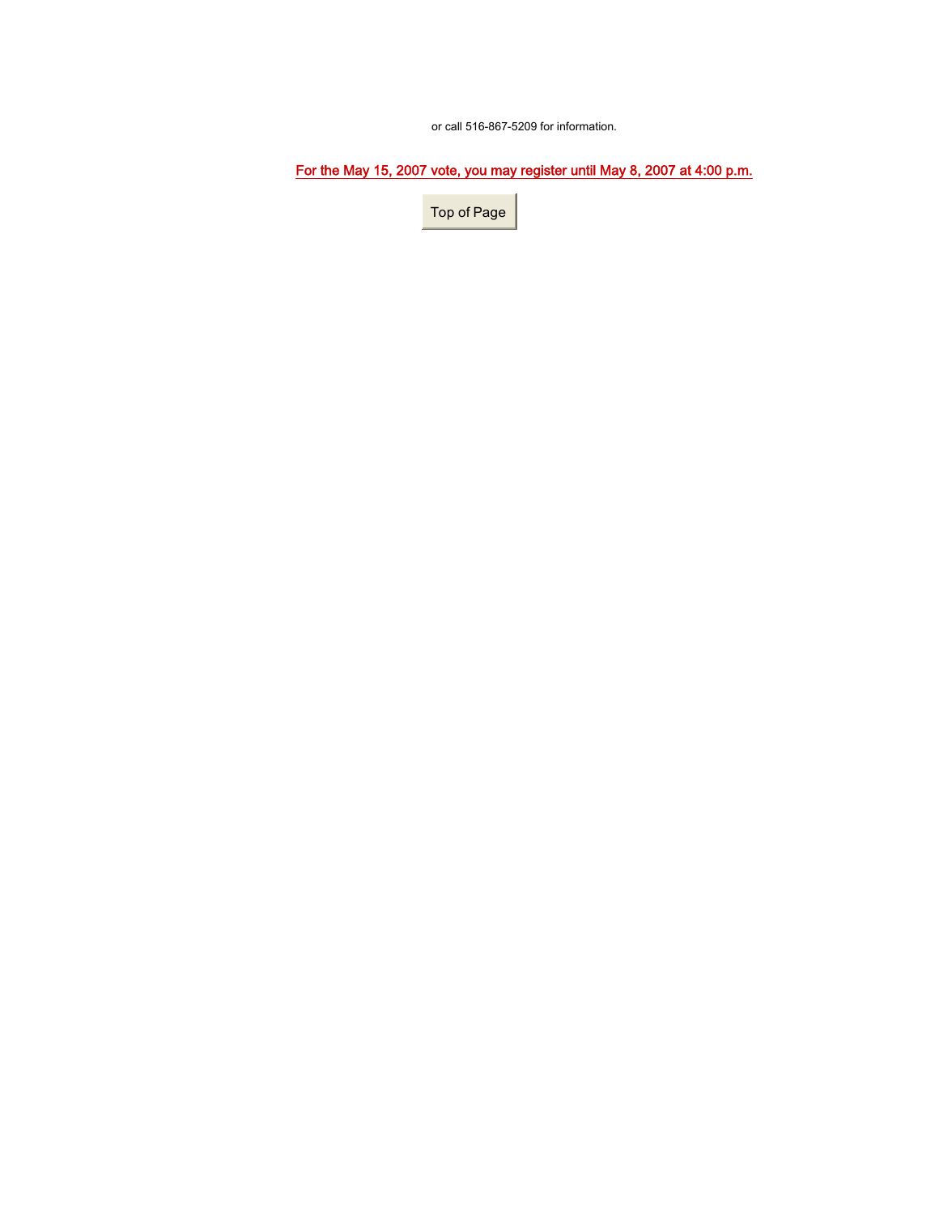or call 516-867-5209 for information.

For the May 15, 2007 vote, you may register until May 8, 2007 at 4:00 p.m.

Top of Page